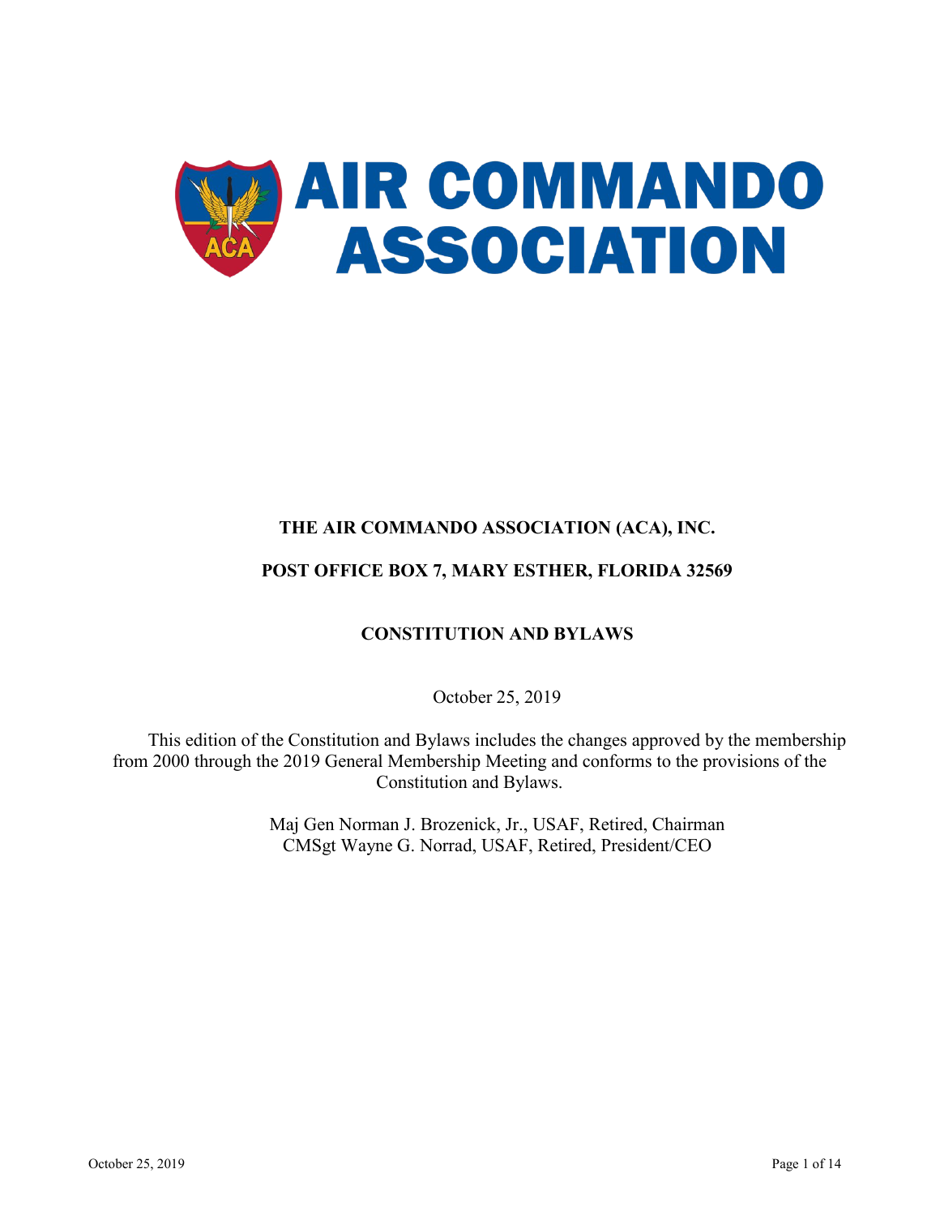# AIR COMMANDO ASSOCIATION

**THE AIR COMMANDO ASSOCIATION (ACA), INC.**

**POST OFFICE BOX 7, MARY ESTHER, FLORIDA 32569**

**CONSTITUTION AND BYLAWS**

October 25, 2019

This edition of the Constitution and Bylaws includes the changes approved by the membership from 2000 through the 2019 General Membership Meeting and conforms to the provisions of the Constitution and Bylaws.

Maj Gen Norman J. Brozenick, Jr., USAF, Retired, Chairman
CMSgt Wayne G. Norrad, USAF, Retired, President/CEO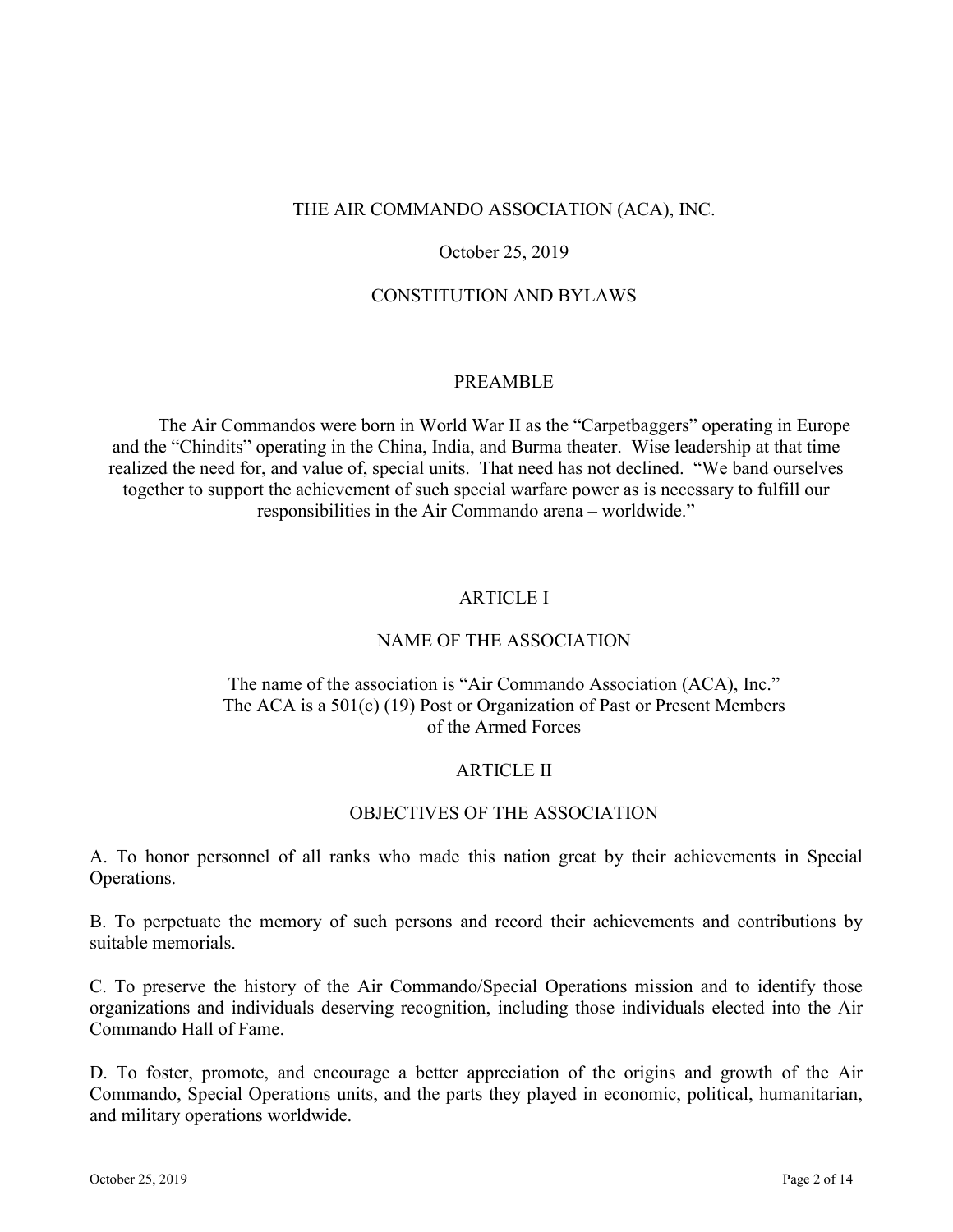# THE AIR COMMANDO ASSOCIATION (ACA), INC.

October 25, 2019

## CONSTITUTION AND BYLAWS

## PREAMBLE

The Air Commandos were born in World War II as the "Carpetbaggers" operating in Europe and the "Chindits" operating in the China, India, and Burma theater. Wise leadership at that time realized the need for, and value of, special units. That need has not declined. "We band ourselves together to support the achievement of such special warfare power as is necessary to fulfill our responsibilities in the Air Commando arena – worldwide."

## ARTICLE I

### NAME OF THE ASSOCIATION

The name of the association is "Air Commando Association (ACA), Inc."
The ACA is a 501(c) (19) Post or Organization of Past or Present Members of the Armed Forces

## ARTICLE II

### OBJECTIVES OF THE ASSOCIATION

A. To honor personnel of all ranks who made this nation great by their achievements in Special Operations.

B. To perpetuate the memory of such persons and record their achievements and contributions by suitable memorials.

C. To preserve the history of the Air Commando/Special Operations mission and to identify those organizations and individuals deserving recognition, including those individuals elected into the Air Commando Hall of Fame.

D. To foster, promote, and encourage a better appreciation of the origins and growth of the Air Commando, Special Operations units, and the parts they played in economic, political, humanitarian, and military operations worldwide.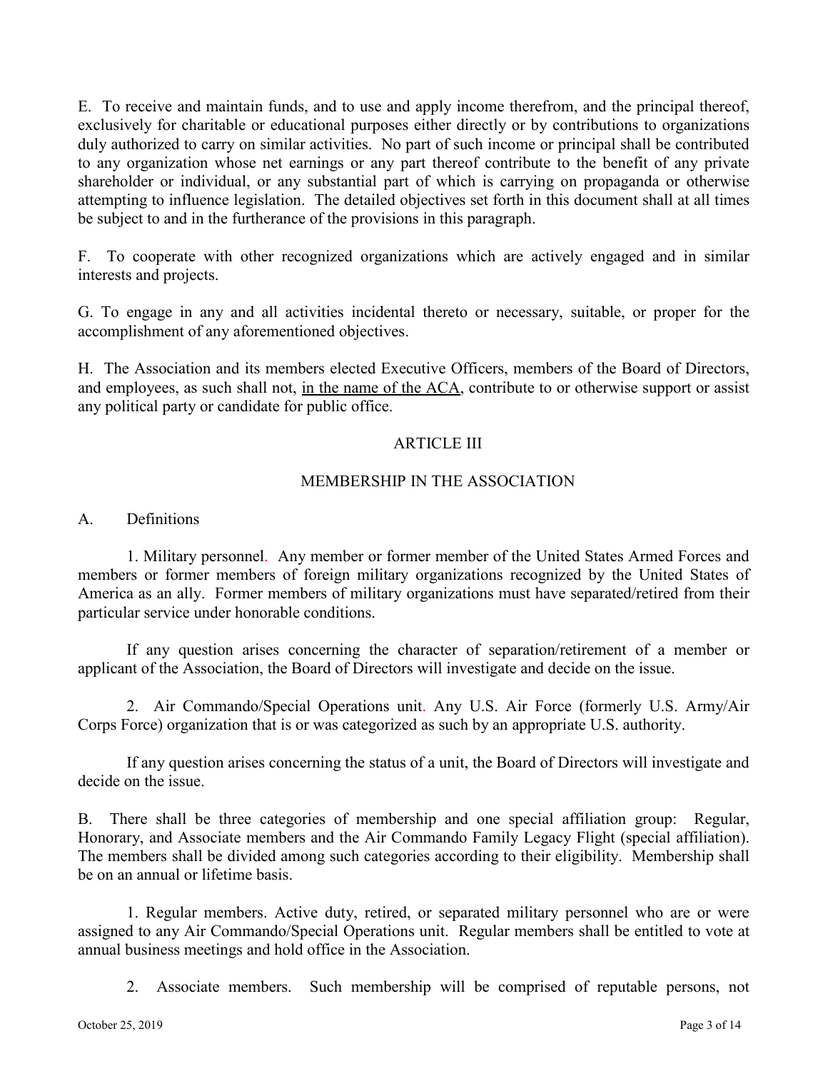E. To receive and maintain funds, and to use and apply income therefrom, and the principal thereof, exclusively for charitable or educational purposes either directly or by contributions to organizations duly authorized to carry on similar activities. No part of such income or principal shall be contributed to any organization whose net earnings or any part thereof contribute to the benefit of any private shareholder or individual, or any substantial part of which is carrying on propaganda or otherwise attempting to influence legislation. The detailed objectives set forth in this document shall at all times be subject to and in the furtherance of the provisions in this paragraph.

F. To cooperate with other recognized organizations which are actively engaged and in similar interests and projects.

G. To engage in any and all activities incidental thereto or necessary, suitable, or proper for the accomplishment of any aforementioned objectives.

H. The Association and its members elected Executive Officers, members of the Board of Directors, and employees, as such shall not, <u>in the name of the ACA</u>, contribute to or otherwise support or assist any political party or candidate for public office.

## ARTICLE III

## MEMBERSHIP IN THE ASSOCIATION

A. Definitions

1. Military personnel. Any member or former member of the United States Armed Forces and members or former members of foreign military organizations recognized by the United States of America as an ally. Former members of military organizations must have separated/retired from their particular service under honorable conditions.

If any question arises concerning the character of separation/retirement of a member or applicant of the Association, the Board of Directors will investigate and decide on the issue.

2. Air Commando/Special Operations unit. Any U.S. Air Force (formerly U.S. Army/Air Corps Force) organization that is or was categorized as such by an appropriate U.S. authority.

If any question arises concerning the status of a unit, the Board of Directors will investigate and decide on the issue.

B. There shall be three categories of membership and one special affiliation group: Regular, Honorary, and Associate members and the Air Commando Family Legacy Flight (special affiliation). The members shall be divided among such categories according to their eligibility. Membership shall be on an annual or lifetime basis.

1. Regular members. Active duty, retired, or separated military personnel who are or were assigned to any Air Commando/Special Operations unit. Regular members shall be entitled to vote at annual business meetings and hold office in the Association.

2. Associate members. Such membership will be comprised of reputable persons, not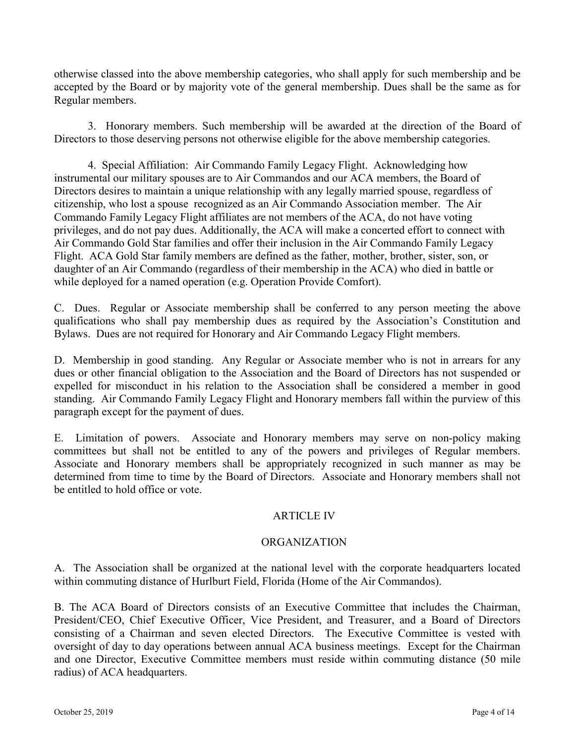otherwise classed into the above membership categories, who shall apply for such membership and be accepted by the Board or by majority vote of the general membership. Dues shall be the same as for Regular members.

3. Honorary members. Such membership will be awarded at the direction of the Board of Directors to those deserving persons not otherwise eligible for the above membership categories.

4. Special Affiliation: Air Commando Family Legacy Flight. Acknowledging how instrumental our military spouses are to Air Commandos and our ACA members, the Board of Directors desires to maintain a unique relationship with any legally married spouse, regardless of citizenship, who lost a spouse recognized as an Air Commando Association member. The Air Commando Family Legacy Flight affiliates are not members of the ACA, do not have voting privileges, and do not pay dues. Additionally, the ACA will make a concerted effort to connect with Air Commando Gold Star families and offer their inclusion in the Air Commando Family Legacy Flight. ACA Gold Star family members are defined as the father, mother, brother, sister, son, or daughter of an Air Commando (regardless of their membership in the ACA) who died in battle or while deployed for a named operation (e.g. Operation Provide Comfort).

C. Dues. Regular or Associate membership shall be conferred to any person meeting the above qualifications who shall pay membership dues as required by the Association's Constitution and Bylaws. Dues are not required for Honorary and Air Commando Legacy Flight members.

D. Membership in good standing. Any Regular or Associate member who is not in arrears for any dues or other financial obligation to the Association and the Board of Directors has not suspended or expelled for misconduct in his relation to the Association shall be considered a member in good standing. Air Commando Family Legacy Flight and Honorary members fall within the purview of this paragraph except for the payment of dues.

E. Limitation of powers. Associate and Honorary members may serve on non-policy making committees but shall not be entitled to any of the powers and privileges of Regular members. Associate and Honorary members shall be appropriately recognized in such manner as may be determined from time to time by the Board of Directors. Associate and Honorary members shall not be entitled to hold office or vote.

## ARTICLE IV

## ORGANIZATION

A. The Association shall be organized at the national level with the corporate headquarters located within commuting distance of Hurlburt Field, Florida (Home of the Air Commandos).

B. The ACA Board of Directors consists of an Executive Committee that includes the Chairman, President/CEO, Chief Executive Officer, Vice President, and Treasurer, and a Board of Directors consisting of a Chairman and seven elected Directors. The Executive Committee is vested with oversight of day to day operations between annual ACA business meetings. Except for the Chairman and one Director, Executive Committee members must reside within commuting distance (50 mile radius) of ACA headquarters.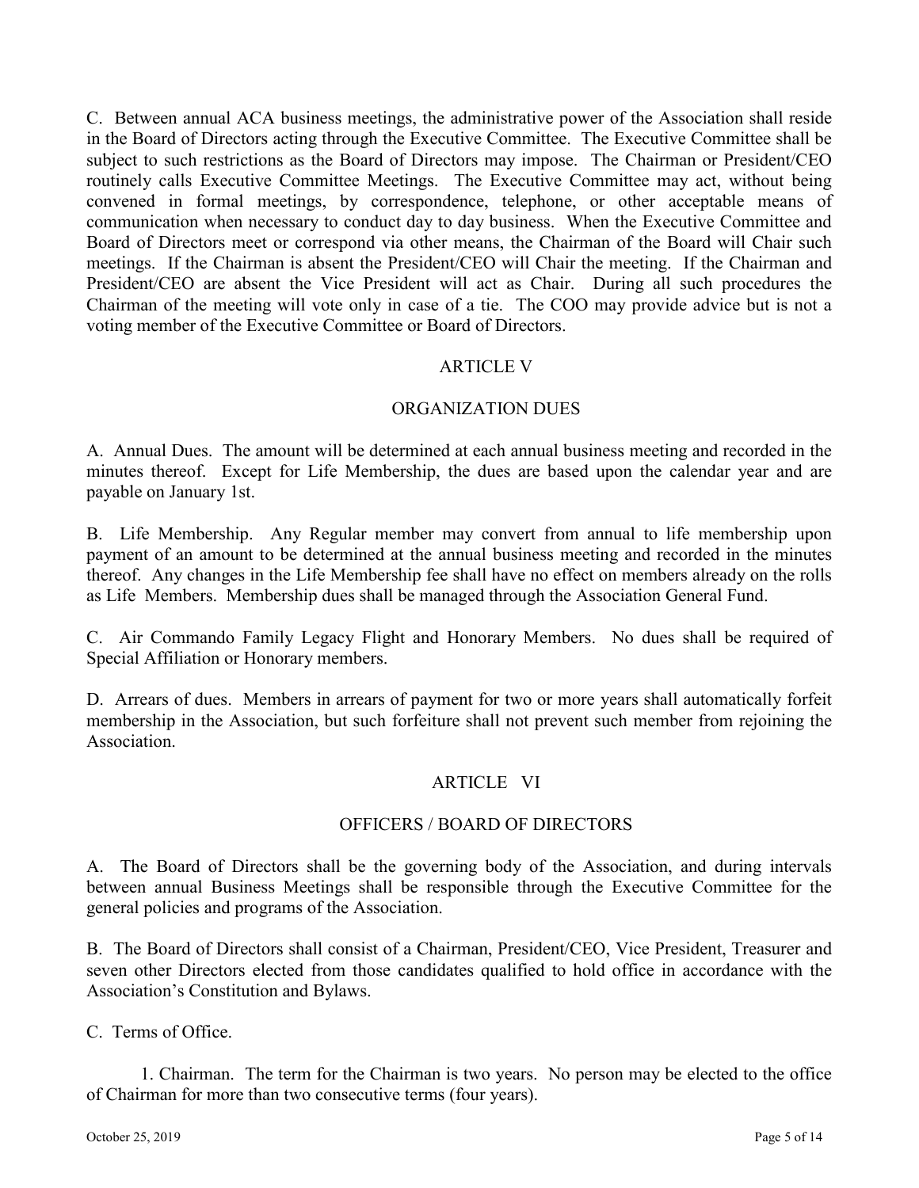C. Between annual ACA business meetings, the administrative power of the Association shall reside in the Board of Directors acting through the Executive Committee. The Executive Committee shall be subject to such restrictions as the Board of Directors may impose. The Chairman or President/CEO routinely calls Executive Committee Meetings. The Executive Committee may act, without being convened in formal meetings, by correspondence, telephone, or other acceptable means of communication when necessary to conduct day to day business. When the Executive Committee and Board of Directors meet or correspond via other means, the Chairman of the Board will Chair such meetings. If the Chairman is absent the President/CEO will Chair the meeting. If the Chairman and President/CEO are absent the Vice President will act as Chair. During all such procedures the Chairman of the meeting will vote only in case of a tie. The COO may provide advice but is not a voting member of the Executive Committee or Board of Directors.

## ARTICLE V

## ORGANIZATION DUES

A. Annual Dues. The amount will be determined at each annual business meeting and recorded in the minutes thereof. Except for Life Membership, the dues are based upon the calendar year and are payable on January 1st.

B. Life Membership. Any Regular member may convert from annual to life membership upon payment of an amount to be determined at the annual business meeting and recorded in the minutes thereof. Any changes in the Life Membership fee shall have no effect on members already on the rolls as Life Members. Membership dues shall be managed through the Association General Fund.

C. Air Commando Family Legacy Flight and Honorary Members. No dues shall be required of Special Affiliation or Honorary members.

D. Arrears of dues. Members in arrears of payment for two or more years shall automatically forfeit membership in the Association, but such forfeiture shall not prevent such member from rejoining the Association.

## ARTICLE VI

## OFFICERS / BOARD OF DIRECTORS

A. The Board of Directors shall be the governing body of the Association, and during intervals between annual Business Meetings shall be responsible through the Executive Committee for the general policies and programs of the Association.

B. The Board of Directors shall consist of a Chairman, President/CEO, Vice President, Treasurer and seven other Directors elected from those candidates qualified to hold office in accordance with the Association's Constitution and Bylaws.

C. Terms of Office.

1. Chairman. The term for the Chairman is two years. No person may be elected to the office of Chairman for more than two consecutive terms (four years).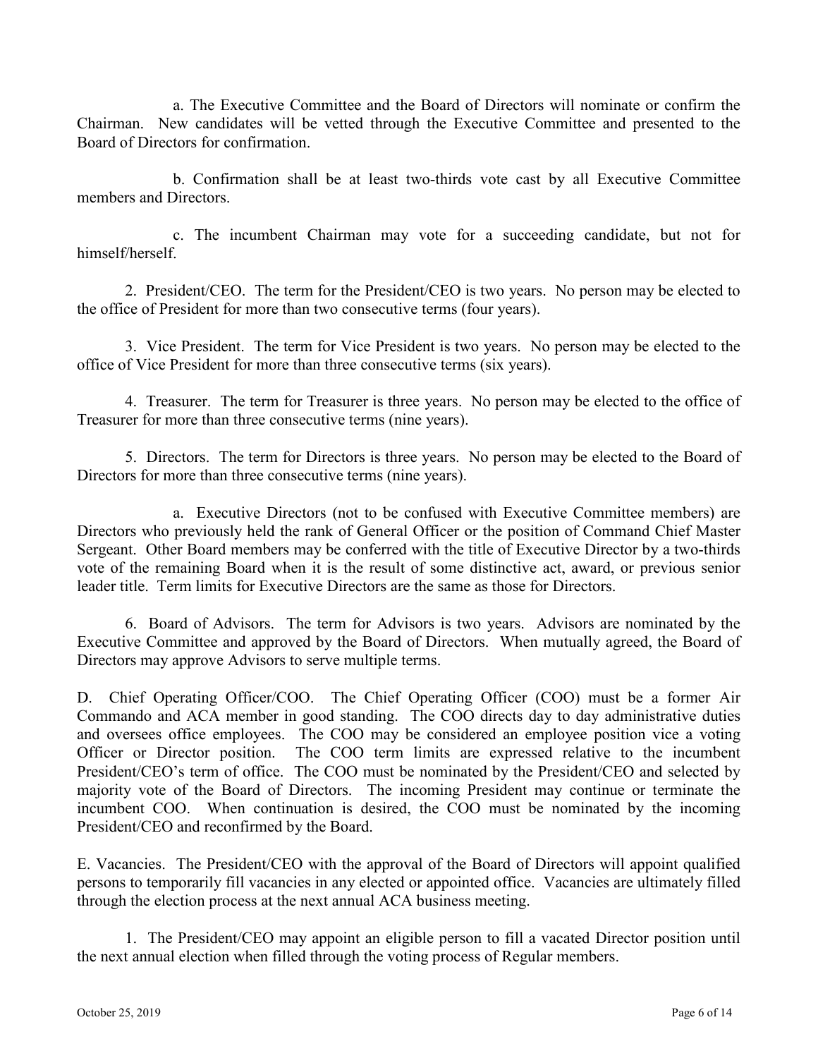a. The Executive Committee and the Board of Directors will nominate or confirm the Chairman. New candidates will be vetted through the Executive Committee and presented to the Board of Directors for confirmation.

b. Confirmation shall be at least two-thirds vote cast by all Executive Committee members and Directors.

c. The incumbent Chairman may vote for a succeeding candidate, but not for himself/herself.

2. President/CEO. The term for the President/CEO is two years. No person may be elected to the office of President for more than two consecutive terms (four years).

3. Vice President. The term for Vice President is two years. No person may be elected to the office of Vice President for more than three consecutive terms (six years).

4. Treasurer. The term for Treasurer is three years. No person may be elected to the office of Treasurer for more than three consecutive terms (nine years).

5. Directors. The term for Directors is three years. No person may be elected to the Board of Directors for more than three consecutive terms (nine years).

a. Executive Directors (not to be confused with Executive Committee members) are Directors who previously held the rank of General Officer or the position of Command Chief Master Sergeant. Other Board members may be conferred with the title of Executive Director by a two-thirds vote of the remaining Board when it is the result of some distinctive act, award, or previous senior leader title. Term limits for Executive Directors are the same as those for Directors.

6. Board of Advisors. The term for Advisors is two years. Advisors are nominated by the Executive Committee and approved by the Board of Directors. When mutually agreed, the Board of Directors may approve Advisors to serve multiple terms.

D. Chief Operating Officer/COO. The Chief Operating Officer (COO) must be a former Air Commando and ACA member in good standing. The COO directs day to day administrative duties and oversees office employees. The COO may be considered an employee position vice a voting Officer or Director position. The COO term limits are expressed relative to the incumbent President/CEO's term of office. The COO must be nominated by the President/CEO and selected by majority vote of the Board of Directors. The incoming President may continue or terminate the incumbent COO. When continuation is desired, the COO must be nominated by the incoming President/CEO and reconfirmed by the Board.

E. Vacancies. The President/CEO with the approval of the Board of Directors will appoint qualified persons to temporarily fill vacancies in any elected or appointed office. Vacancies are ultimately filled through the election process at the next annual ACA business meeting.

1. The President/CEO may appoint an eligible person to fill a vacated Director position until the next annual election when filled through the voting process of Regular members.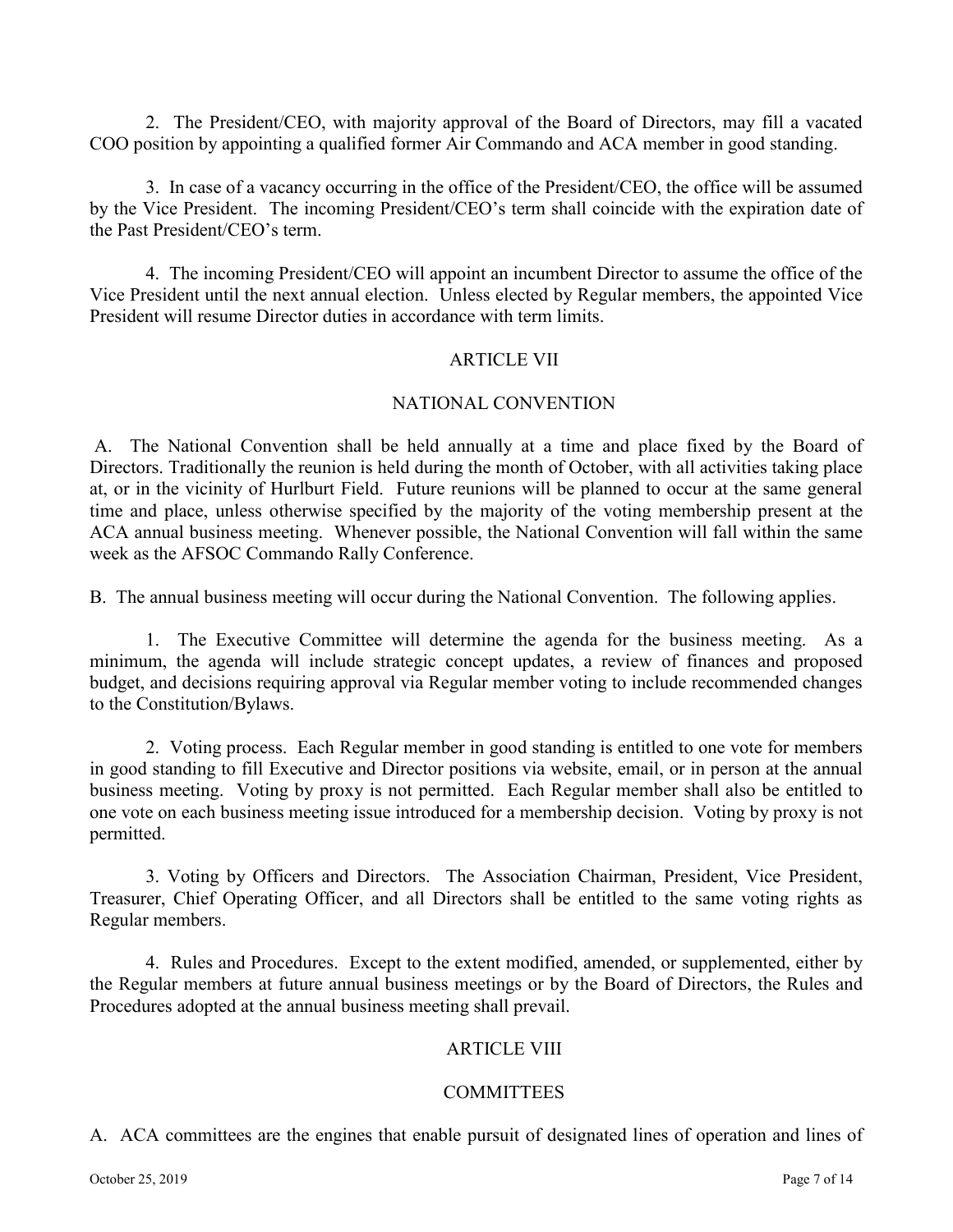2. The President/CEO, with majority approval of the Board of Directors, may fill a vacated COO position by appointing a qualified former Air Commando and ACA member in good standing.

3. In case of a vacancy occurring in the office of the President/CEO, the office will be assumed by the Vice President. The incoming President/CEO's term shall coincide with the expiration date of the Past President/CEO's term.

4. The incoming President/CEO will appoint an incumbent Director to assume the office of the Vice President until the next annual election. Unless elected by Regular members, the appointed Vice President will resume Director duties in accordance with term limits.

## ARTICLE VII

## NATIONAL CONVENTION

A. The National Convention shall be held annually at a time and place fixed by the Board of Directors. Traditionally the reunion is held during the month of October, with all activities taking place at, or in the vicinity of Hurlburt Field. Future reunions will be planned to occur at the same general time and place, unless otherwise specified by the majority of the voting membership present at the ACA annual business meeting. Whenever possible, the National Convention will fall within the same week as the AFSOC Commando Rally Conference.

B. The annual business meeting will occur during the National Convention. The following applies.

1. The Executive Committee will determine the agenda for the business meeting. As a minimum, the agenda will include strategic concept updates, a review of finances and proposed budget, and decisions requiring approval via Regular member voting to include recommended changes to the Constitution/Bylaws.

2. Voting process. Each Regular member in good standing is entitled to one vote for members in good standing to fill Executive and Director positions via website, email, or in person at the annual business meeting. Voting by proxy is not permitted. Each Regular member shall also be entitled to one vote on each business meeting issue introduced for a membership decision. Voting by proxy is not permitted.

3. Voting by Officers and Directors. The Association Chairman, President, Vice President, Treasurer, Chief Operating Officer, and all Directors shall be entitled to the same voting rights as Regular members.

4. Rules and Procedures. Except to the extent modified, amended, or supplemented, either by the Regular members at future annual business meetings or by the Board of Directors, the Rules and Procedures adopted at the annual business meeting shall prevail.

## ARTICLE VIII

## COMMITTEES

A. ACA committees are the engines that enable pursuit of designated lines of operation and lines of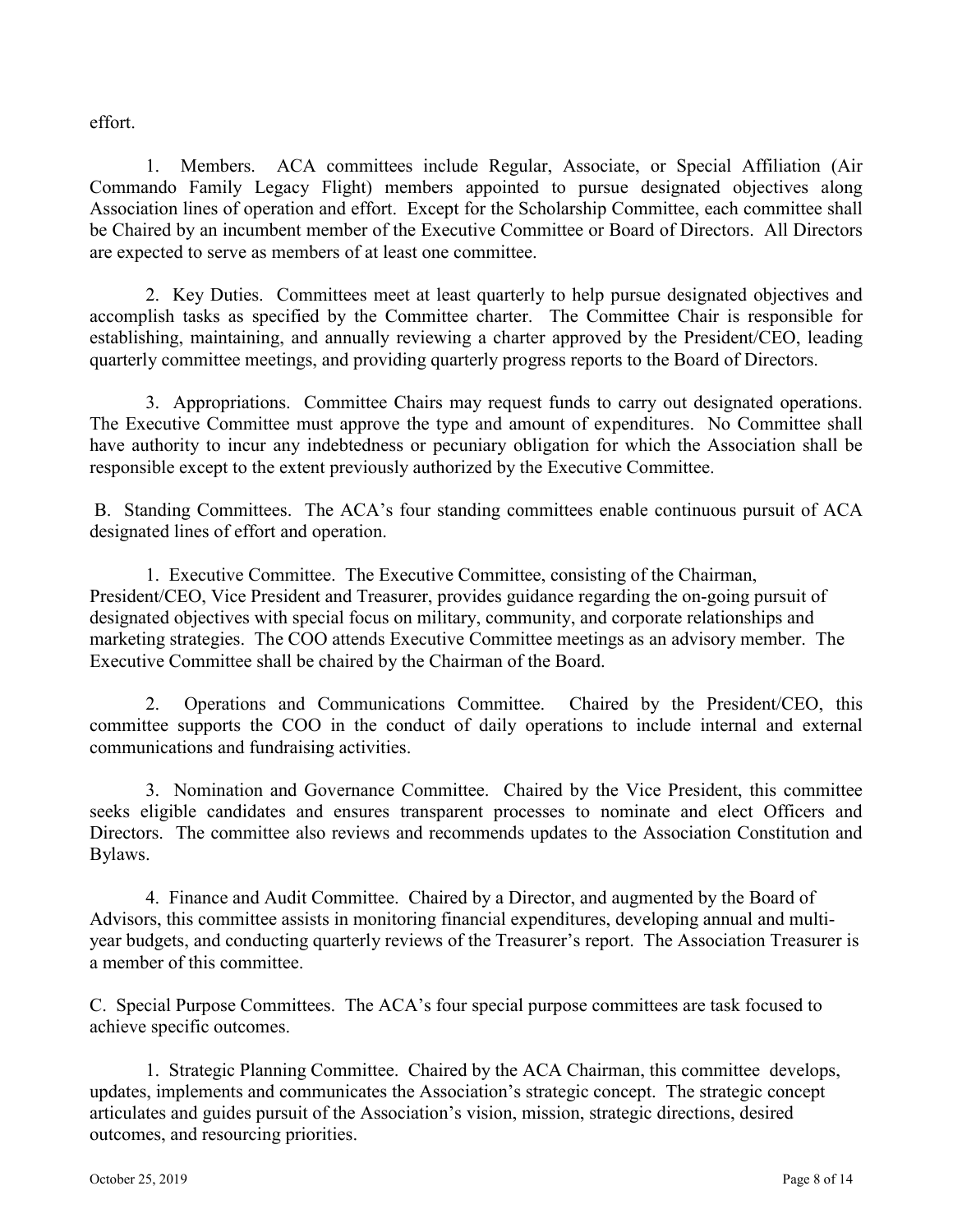effort.

1. Members. ACA committees include Regular, Associate, or Special Affiliation (Air Commando Family Legacy Flight) members appointed to pursue designated objectives along Association lines of operation and effort. Except for the Scholarship Committee, each committee shall be Chaired by an incumbent member of the Executive Committee or Board of Directors. All Directors are expected to serve as members of at least one committee.

2. Key Duties. Committees meet at least quarterly to help pursue designated objectives and accomplish tasks as specified by the Committee charter. The Committee Chair is responsible for establishing, maintaining, and annually reviewing a charter approved by the President/CEO, leading quarterly committee meetings, and providing quarterly progress reports to the Board of Directors.

3. Appropriations. Committee Chairs may request funds to carry out designated operations. The Executive Committee must approve the type and amount of expenditures. No Committee shall have authority to incur any indebtedness or pecuniary obligation for which the Association shall be responsible except to the extent previously authorized by the Executive Committee.

B. Standing Committees. The ACA's four standing committees enable continuous pursuit of ACA designated lines of effort and operation.

1. Executive Committee. The Executive Committee, consisting of the Chairman, President/CEO, Vice President and Treasurer, provides guidance regarding the on-going pursuit of designated objectives with special focus on military, community, and corporate relationships and marketing strategies. The COO attends Executive Committee meetings as an advisory member. The Executive Committee shall be chaired by the Chairman of the Board.

2. Operations and Communications Committee. Chaired by the President/CEO, this committee supports the COO in the conduct of daily operations to include internal and external communications and fundraising activities.

3. Nomination and Governance Committee. Chaired by the Vice President, this committee seeks eligible candidates and ensures transparent processes to nominate and elect Officers and Directors. The committee also reviews and recommends updates to the Association Constitution and Bylaws.

4. Finance and Audit Committee. Chaired by a Director, and augmented by the Board of Advisors, this committee assists in monitoring financial expenditures, developing annual and multi-year budgets, and conducting quarterly reviews of the Treasurer's report. The Association Treasurer is a member of this committee.

C. Special Purpose Committees. The ACA's four special purpose committees are task focused to achieve specific outcomes.

1. Strategic Planning Committee. Chaired by the ACA Chairman, this committee develops, updates, implements and communicates the Association's strategic concept. The strategic concept articulates and guides pursuit of the Association's vision, mission, strategic directions, desired outcomes, and resourcing priorities.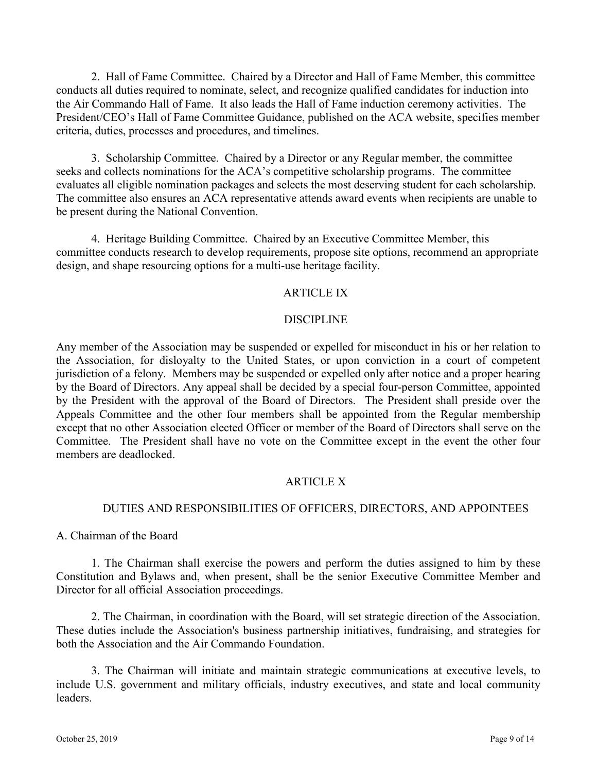2. Hall of Fame Committee. Chaired by a Director and Hall of Fame Member, this committee conducts all duties required to nominate, select, and recognize qualified candidates for induction into the Air Commando Hall of Fame. It also leads the Hall of Fame induction ceremony activities. The President/CEO's Hall of Fame Committee Guidance, published on the ACA website, specifies member criteria, duties, processes and procedures, and timelines.

3. Scholarship Committee. Chaired by a Director or any Regular member, the committee seeks and collects nominations for the ACA's competitive scholarship programs. The committee evaluates all eligible nomination packages and selects the most deserving student for each scholarship. The committee also ensures an ACA representative attends award events when recipients are unable to be present during the National Convention.

4. Heritage Building Committee. Chaired by an Executive Committee Member, this committee conducts research to develop requirements, propose site options, recommend an appropriate design, and shape resourcing options for a multi-use heritage facility.

## ARTICLE IX

## DISCIPLINE

Any member of the Association may be suspended or expelled for misconduct in his or her relation to the Association, for disloyalty to the United States, or upon conviction in a court of competent jurisdiction of a felony. Members may be suspended or expelled only after notice and a proper hearing by the Board of Directors. Any appeal shall be decided by a special four-person Committee, appointed by the President with the approval of the Board of Directors. The President shall preside over the Appeals Committee and the other four members shall be appointed from the Regular membership except that no other Association elected Officer or member of the Board of Directors shall serve on the Committee. The President shall have no vote on the Committee except in the event the other four members are deadlocked.

## ARTICLE X

## DUTIES AND RESPONSIBILITIES OF OFFICERS, DIRECTORS, AND APPOINTEES

A. Chairman of the Board

1. The Chairman shall exercise the powers and perform the duties assigned to him by these Constitution and Bylaws and, when present, shall be the senior Executive Committee Member and Director for all official Association proceedings.

2. The Chairman, in coordination with the Board, will set strategic direction of the Association. These duties include the Association's business partnership initiatives, fundraising, and strategies for both the Association and the Air Commando Foundation.

3. The Chairman will initiate and maintain strategic communications at executive levels, to include U.S. government and military officials, industry executives, and state and local community leaders.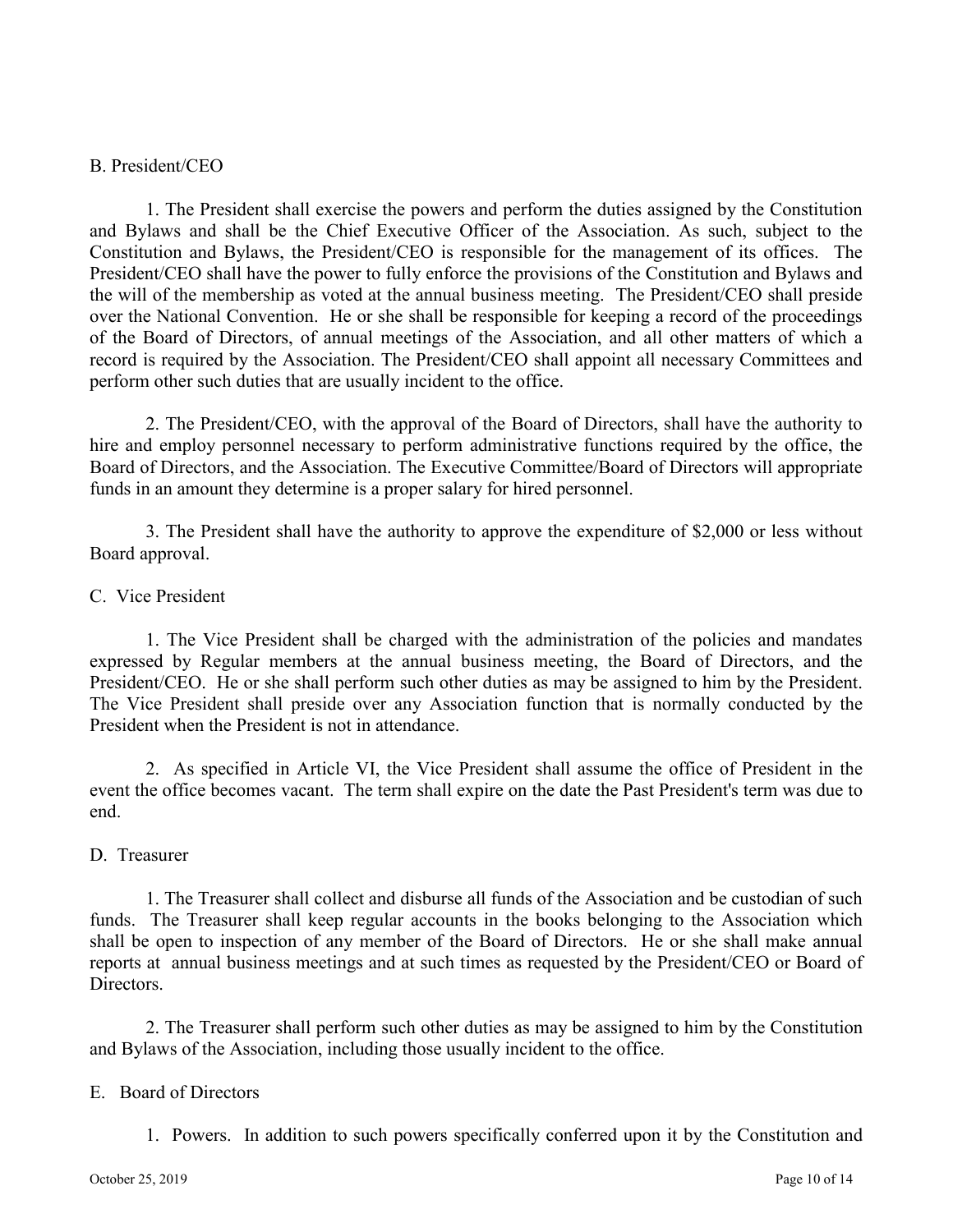B. President/CEO

1. The President shall exercise the powers and perform the duties assigned by the Constitution and Bylaws and shall be the Chief Executive Officer of the Association. As such, subject to the Constitution and Bylaws, the President/CEO is responsible for the management of its offices. The President/CEO shall have the power to fully enforce the provisions of the Constitution and Bylaws and the will of the membership as voted at the annual business meeting. The President/CEO shall preside over the National Convention. He or she shall be responsible for keeping a record of the proceedings of the Board of Directors, of annual meetings of the Association, and all other matters of which a record is required by the Association. The President/CEO shall appoint all necessary Committees and perform other such duties that are usually incident to the office.

2. The President/CEO, with the approval of the Board of Directors, shall have the authority to hire and employ personnel necessary to perform administrative functions required by the office, the Board of Directors, and the Association. The Executive Committee/Board of Directors will appropriate funds in an amount they determine is a proper salary for hired personnel.

3. The President shall have the authority to approve the expenditure of $2,000 or less without Board approval.

C. Vice President

1. The Vice President shall be charged with the administration of the policies and mandates expressed by Regular members at the annual business meeting, the Board of Directors, and the President/CEO. He or she shall perform such other duties as may be assigned to him by the President. The Vice President shall preside over any Association function that is normally conducted by the President when the President is not in attendance.

2. As specified in Article VI, the Vice President shall assume the office of President in the event the office becomes vacant. The term shall expire on the date the Past President's term was due to end.

D. Treasurer

1. The Treasurer shall collect and disburse all funds of the Association and be custodian of such funds. The Treasurer shall keep regular accounts in the books belonging to the Association which shall be open to inspection of any member of the Board of Directors. He or she shall make annual reports at annual business meetings and at such times as requested by the President/CEO or Board of Directors.

2. The Treasurer shall perform such other duties as may be assigned to him by the Constitution and Bylaws of the Association, including those usually incident to the office.

E. Board of Directors

1. Powers. In addition to such powers specifically conferred upon it by the Constitution and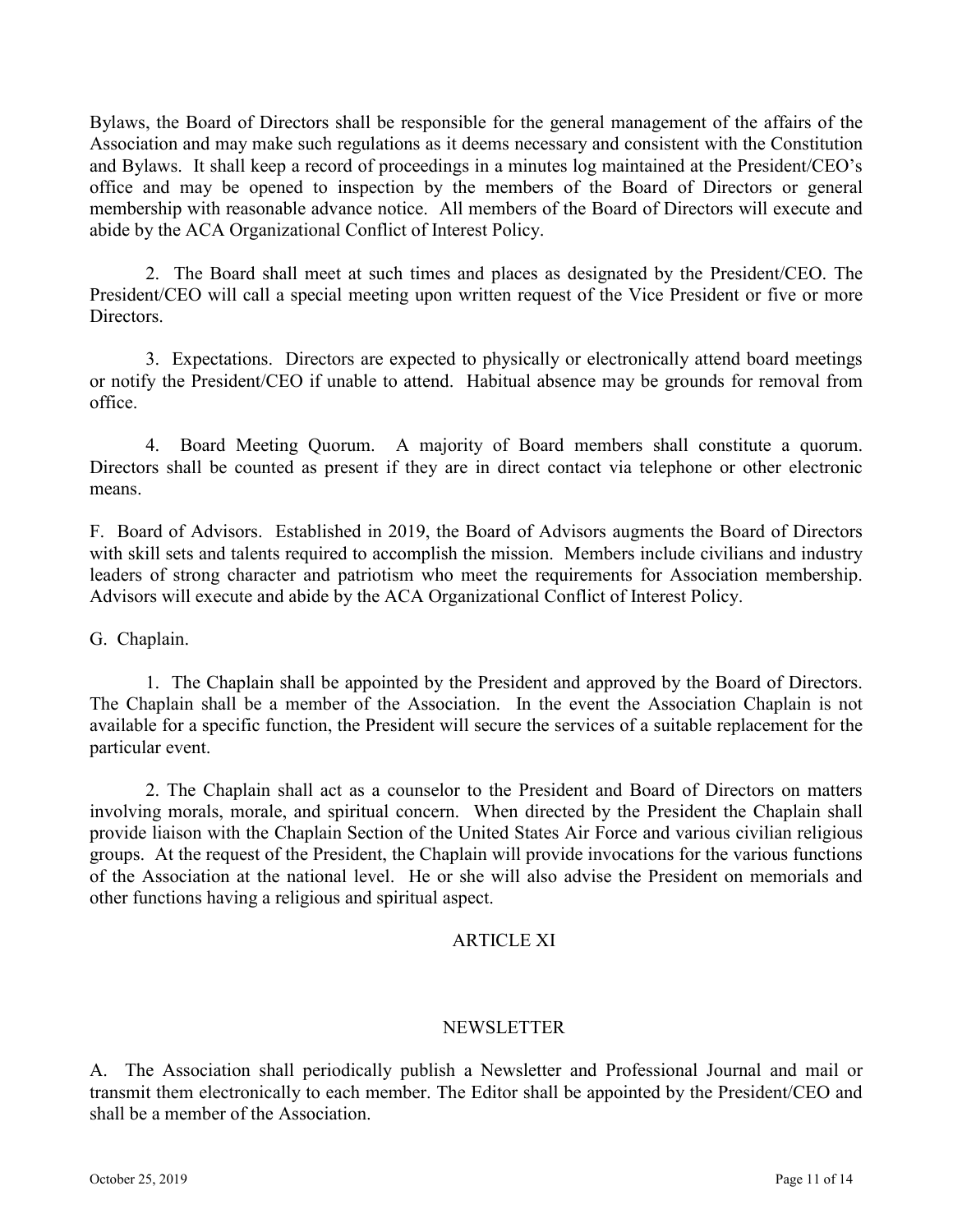Bylaws, the Board of Directors shall be responsible for the general management of the affairs of the Association and may make such regulations as it deems necessary and consistent with the Constitution and Bylaws. It shall keep a record of proceedings in a minutes log maintained at the President/CEO's office and may be opened to inspection by the members of the Board of Directors or general membership with reasonable advance notice. All members of the Board of Directors will execute and abide by the ACA Organizational Conflict of Interest Policy.

2. The Board shall meet at such times and places as designated by the President/CEO. The President/CEO will call a special meeting upon written request of the Vice President or five or more Directors.

3. Expectations. Directors are expected to physically or electronically attend board meetings or notify the President/CEO if unable to attend. Habitual absence may be grounds for removal from office.

4. Board Meeting Quorum. A majority of Board members shall constitute a quorum. Directors shall be counted as present if they are in direct contact via telephone or other electronic means.

F. Board of Advisors. Established in 2019, the Board of Advisors augments the Board of Directors with skill sets and talents required to accomplish the mission. Members include civilians and industry leaders of strong character and patriotism who meet the requirements for Association membership. Advisors will execute and abide by the ACA Organizational Conflict of Interest Policy.

G. Chaplain.

1. The Chaplain shall be appointed by the President and approved by the Board of Directors. The Chaplain shall be a member of the Association. In the event the Association Chaplain is not available for a specific function, the President will secure the services of a suitable replacement for the particular event.

2. The Chaplain shall act as a counselor to the President and Board of Directors on matters involving morals, morale, and spiritual concern. When directed by the President the Chaplain shall provide liaison with the Chaplain Section of the United States Air Force and various civilian religious groups. At the request of the President, the Chaplain will provide invocations for the various functions of the Association at the national level. He or she will also advise the President on memorials and other functions having a religious and spiritual aspect.

## ARTICLE XI

## NEWSLETTER

A. The Association shall periodically publish a Newsletter and Professional Journal and mail or transmit them electronically to each member. The Editor shall be appointed by the President/CEO and shall be a member of the Association.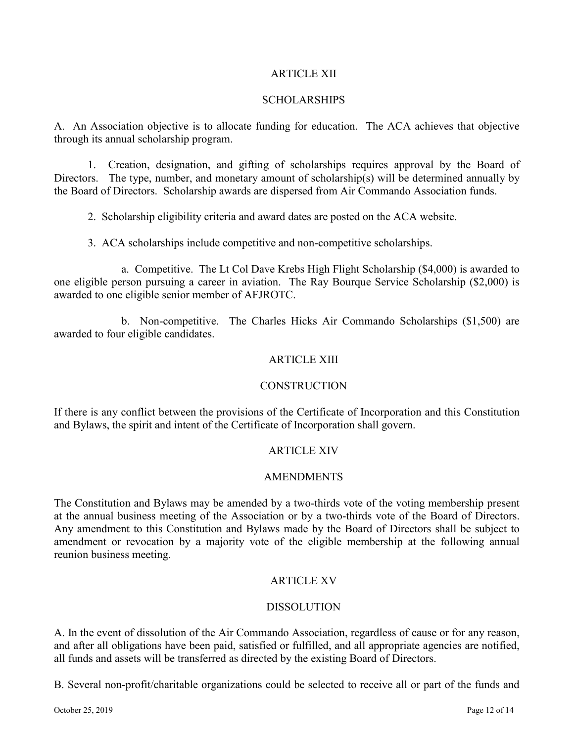## ARTICLE XII

## SCHOLARSHIPS

A. An Association objective is to allocate funding for education. The ACA achieves that objective through its annual scholarship program.

1. Creation, designation, and gifting of scholarships requires approval by the Board of Directors. The type, number, and monetary amount of scholarship(s) will be determined annually by the Board of Directors. Scholarship awards are dispersed from Air Commando Association funds.

2. Scholarship eligibility criteria and award dates are posted on the ACA website.

3. ACA scholarships include competitive and non-competitive scholarships.

a. Competitive. The Lt Col Dave Krebs High Flight Scholarship ($4,000) is awarded to one eligible person pursuing a career in aviation. The Ray Bourque Service Scholarship ($2,000) is awarded to one eligible senior member of AFJROTC.

b. Non-competitive. The Charles Hicks Air Commando Scholarships ($1,500) are awarded to four eligible candidates.

## ARTICLE XIII

## CONSTRUCTION

If there is any conflict between the provisions of the Certificate of Incorporation and this Constitution and Bylaws, the spirit and intent of the Certificate of Incorporation shall govern.

## ARTICLE XIV

## AMENDMENTS

The Constitution and Bylaws may be amended by a two-thirds vote of the voting membership present at the annual business meeting of the Association or by a two-thirds vote of the Board of Directors. Any amendment to this Constitution and Bylaws made by the Board of Directors shall be subject to amendment or revocation by a majority vote of the eligible membership at the following annual reunion business meeting.

## ARTICLE XV

## DISSOLUTION

A. In the event of dissolution of the Air Commando Association, regardless of cause or for any reason, and after all obligations have been paid, satisfied or fulfilled, and all appropriate agencies are notified, all funds and assets will be transferred as directed by the existing Board of Directors.

B. Several non-profit/charitable organizations could be selected to receive all or part of the funds and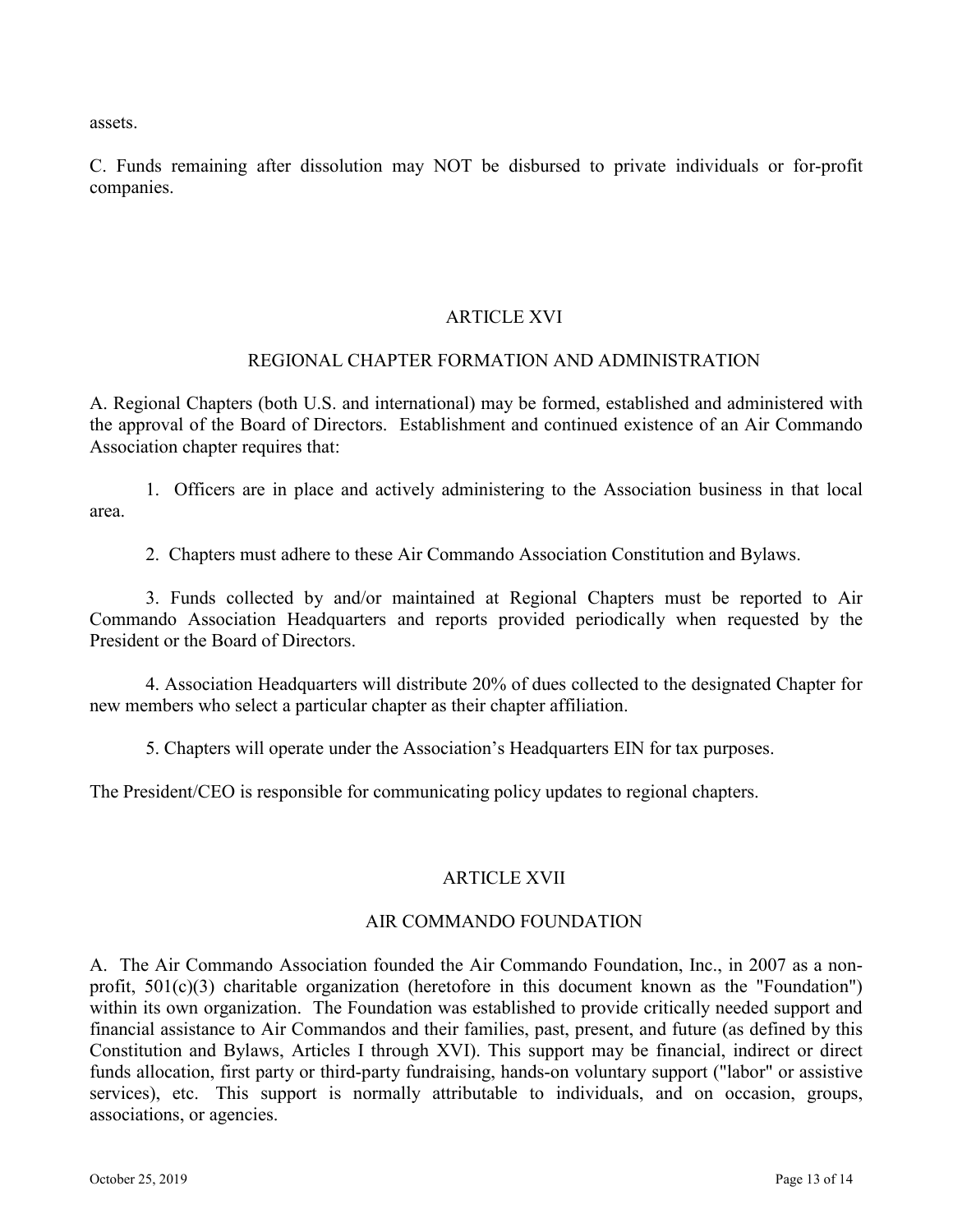assets.

C. Funds remaining after dissolution may NOT be disbursed to private individuals or for-profit companies.

## ARTICLE XVI

## REGIONAL CHAPTER FORMATION AND ADMINISTRATION

A. Regional Chapters (both U.S. and international) may be formed, established and administered with the approval of the Board of Directors. Establishment and continued existence of an Air Commando Association chapter requires that:

1. Officers are in place and actively administering to the Association business in that local area.

2. Chapters must adhere to these Air Commando Association Constitution and Bylaws.

3. Funds collected by and/or maintained at Regional Chapters must be reported to Air Commando Association Headquarters and reports provided periodically when requested by the President or the Board of Directors.

4. Association Headquarters will distribute 20% of dues collected to the designated Chapter for new members who select a particular chapter as their chapter affiliation.

5. Chapters will operate under the Association's Headquarters EIN for tax purposes.

The President/CEO is responsible for communicating policy updates to regional chapters.

## ARTICLE XVII

## AIR COMMANDO FOUNDATION

A. The Air Commando Association founded the Air Commando Foundation, Inc., in 2007 as a non-profit, 501(c)(3) charitable organization (heretofore in this document known as the "Foundation") within its own organization. The Foundation was established to provide critically needed support and financial assistance to Air Commandos and their families, past, present, and future (as defined by this Constitution and Bylaws, Articles I through XVI). This support may be financial, indirect or direct funds allocation, first party or third-party fundraising, hands-on voluntary support ("labor" or assistive services), etc. This support is normally attributable to individuals, and on occasion, groups, associations, or agencies.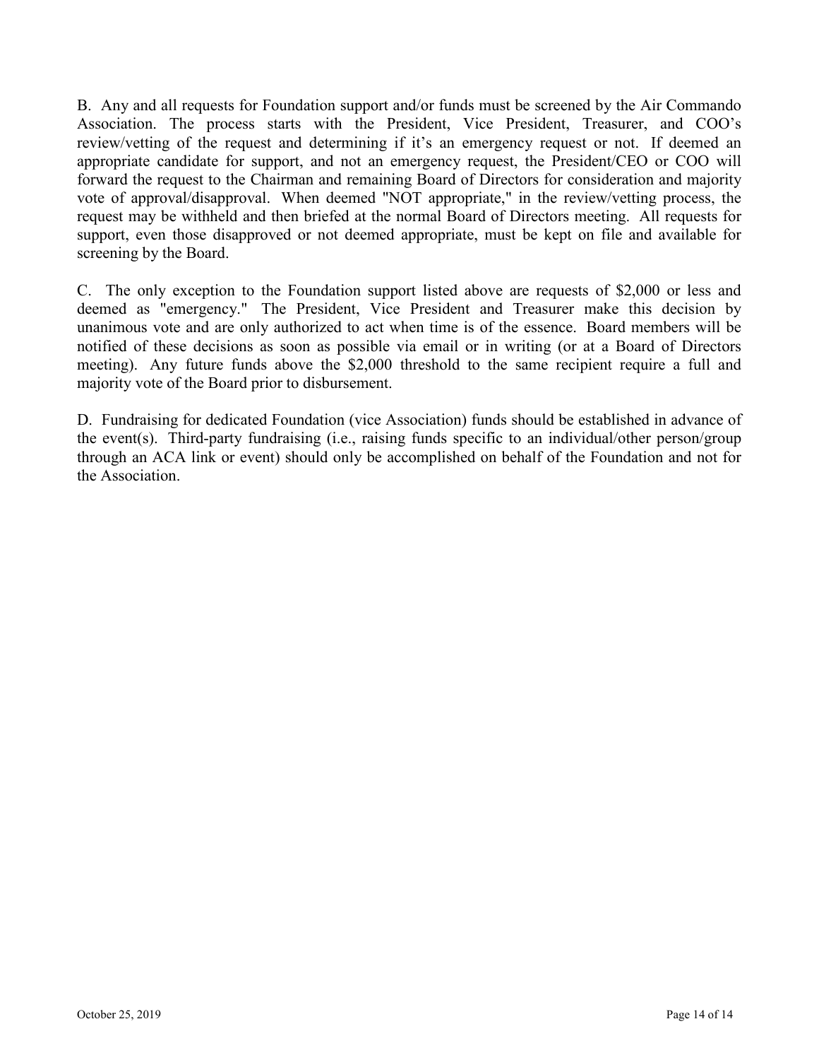B. Any and all requests for Foundation support and/or funds must be screened by the Air Commando Association. The process starts with the President, Vice President, Treasurer, and COO's review/vetting of the request and determining if it's an emergency request or not. If deemed an appropriate candidate for support, and not an emergency request, the President/CEO or COO will forward the request to the Chairman and remaining Board of Directors for consideration and majority vote of approval/disapproval. When deemed "NOT appropriate," in the review/vetting process, the request may be withheld and then briefed at the normal Board of Directors meeting. All requests for support, even those disapproved or not deemed appropriate, must be kept on file and available for screening by the Board.

C. The only exception to the Foundation support listed above are requests of $2,000 or less and deemed as "emergency." The President, Vice President and Treasurer make this decision by unanimous vote and are only authorized to act when time is of the essence. Board members will be notified of these decisions as soon as possible via email or in writing (or at a Board of Directors meeting). Any future funds above the $2,000 threshold to the same recipient require a full and majority vote of the Board prior to disbursement.

D. Fundraising for dedicated Foundation (vice Association) funds should be established in advance of the event(s). Third-party fundraising (i.e., raising funds specific to an individual/other person/group through an ACA link or event) should only be accomplished on behalf of the Foundation and not for the Association.